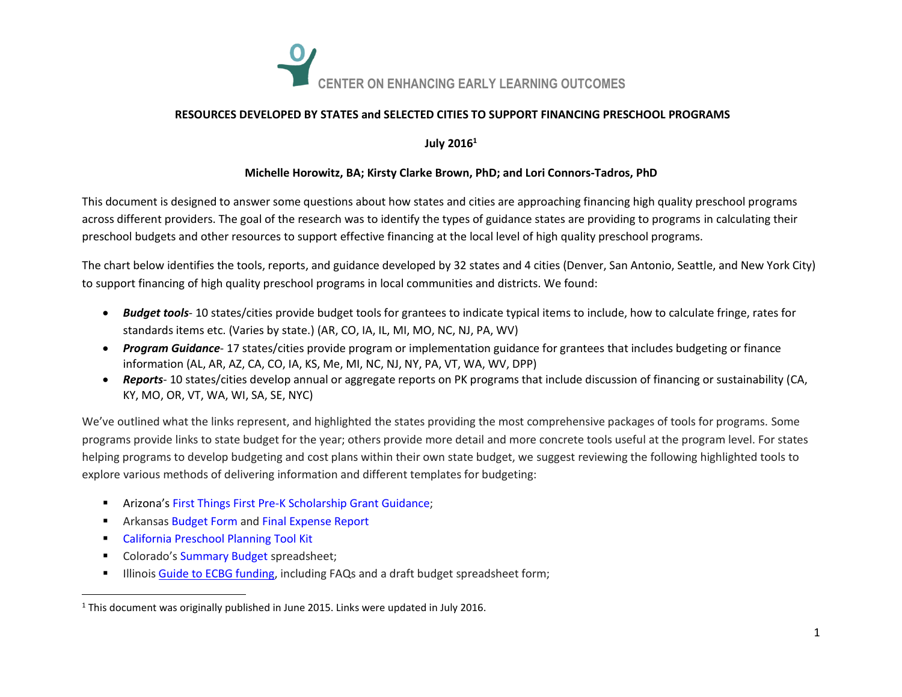CENTER ON ENHANCING EARLY LEARNING OUTCOMES

# RESOURCES DEVELOPED BY STATES and SELECTED CITIES TO SUPPORT FINANCING PRESCHOOL PROGRAMS

**July 2016[1]**

**Michelle Horowitz, BA; Kirsty Clarke Brown, PhD; and Lori Connors-Tadros, PhD**

This document is designed to answer some questions about how states and cities are approaching financing high quality preschool programs across different providers. The goal of the research was to identify the types of guidance states are providing to programs in calculating their preschool budgets and other resources to support effective financing at the local level of high quality preschool programs.

The chart below identifies the tools, reports, and guidance developed by 32 states and 4 cities (Denver, San Antonio, Seattle, and New York City) to support financing of high quality preschool programs in local communities and districts. We found:

- ***Budget tools***- 10 states/cities provide budget tools for grantees to indicate typical items to include, how to calculate fringe, rates for standards items etc. (Varies by state.) (AR, CO, IA, IL, MI, MO, NC, NJ, PA, WV)
- ***Program Guidance***- 17 states/cities provide program or implementation guidance for grantees that includes budgeting or finance information (AL, AR, AZ, CA, CO, IA, KS, Me, MI, NC, NJ, NY, PA, VT, WA, WV, DPP)
- ***Reports***- 10 states/cities develop annual or aggregate reports on PK programs that include discussion of financing or sustainability (CA, KY, MO, OR, VT, WA, WI, SA, SE, NYC)

We've outlined what the links represent, and highlighted the states providing the most comprehensive packages of tools for programs. Some programs provide links to state budget for the year; others provide more detail and more concrete tools useful at the program level. For states helping programs to develop budgeting and cost plans within their own state budget, we suggest reviewing the following highlighted tools to explore various methods of delivering information and different templates for budgeting:

- Arizona's First Things First Pre-K Scholarship Grant Guidance;
- Arkansas Budget Form and Final Expense Report
- California Preschool Planning Tool Kit
- Colorado's Summary Budget spreadsheet;
- Illinois Guide to ECBG funding, including FAQs and a draft budget spreadsheet form;

[1] This document was originally published in June 2015. Links were updated in July 2016.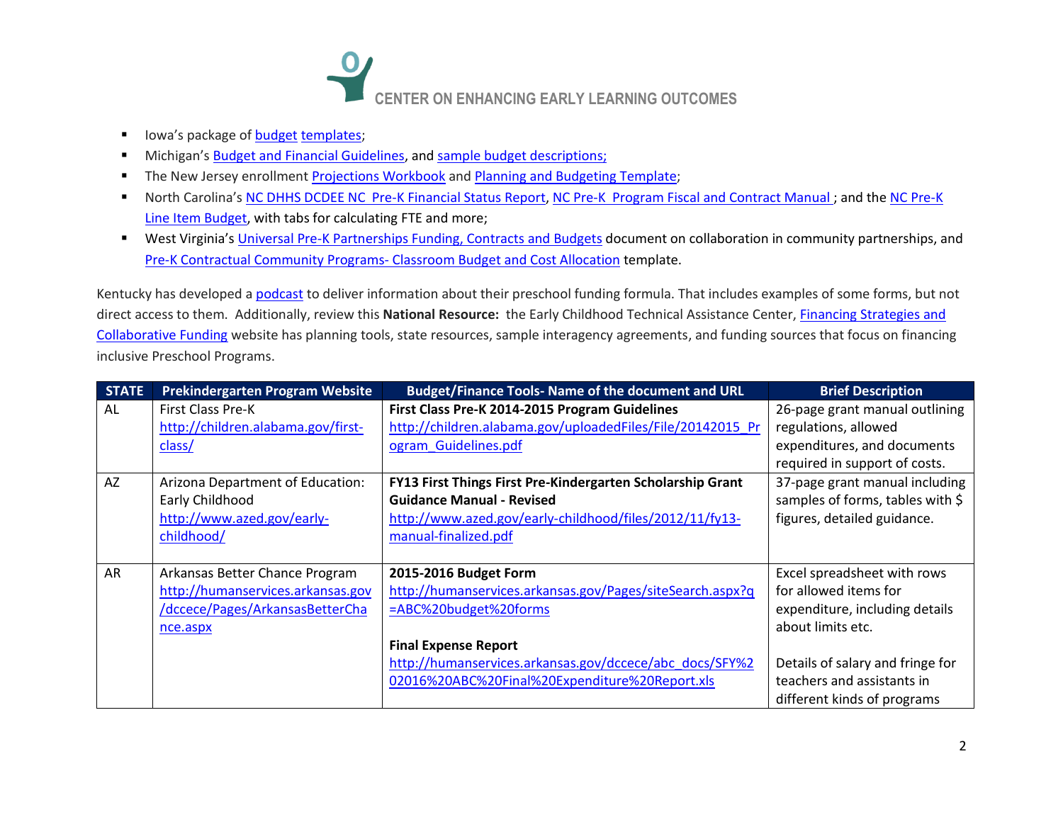- Iowa's package of budget templates;
- Michigan's Budget and Financial Guidelines, and sample budget descriptions;
- The New Jersey enrollment Projections Workbook and Planning and Budgeting Template;
- North Carolina's NC DHHS DCDEE NC Pre-K Financial Status Report, NC Pre-K Program Fiscal and Contract Manual ; and the NC Pre-K Line Item Budget, with tabs for calculating FTE and more;
- West Virginia's Universal Pre-K Partnerships Funding, Contracts and Budgets document on collaboration in community partnerships, and Pre-K Contractual Community Programs- Classroom Budget and Cost Allocation template.

Kentucky has developed a podcast to deliver information about their preschool funding formula. That includes examples of some forms, but not direct access to them. Additionally, review this **National Resource:** the Early Childhood Technical Assistance Center, Financing Strategies and Collaborative Funding website has planning tools, state resources, sample interagency agreements, and funding sources that focus on financing inclusive Preschool Programs.

| STATE | Prekindergarten Program Website | Budget/Finance Tools- Name of the document and URL | Brief Description |
|---|---|---|---|
| AL | First Class Pre-K http://children.alabama.gov/first-class/ | **First Class Pre-K 2014-2015 Program Guidelines** http://children.alabama.gov/uploadedFiles/File/20142015_Program_Guidelines.pdf | 26-page grant manual outlining regulations, allowed expenditures, and documents required in support of costs. |
| AZ | Arizona Department of Education: Early Childhood http://www.azed.gov/early-childhood/ | **FY13 First Things First Pre-Kindergarten Scholarship Grant Guidance Manual - Revised** http://www.azed.gov/early-childhood/files/2012/11/fy13-manual-finalized.pdf | 37-page grant manual including samples of forms, tables with $ figures, detailed guidance. |
| AR | Arkansas Better Chance Program http://humanservices.arkansas.gov/dccece/Pages/ArkansasBetterChance.aspx | **2015-2016 Budget Form** http://humanservices.arkansas.gov/Pages/siteSearch.aspx?q=ABC%20budget%20forms<br><br>**Final Expense Report** http://humanservices.arkansas.gov/dccece/abc_docs/SFY%202016%20ABC%20Final%20Expenditure%20Report.xls | Excel spreadsheet with rows for allowed items for expenditure, including details about limits etc.<br><br>Details of salary and fringe for teachers and assistants in different kinds of programs |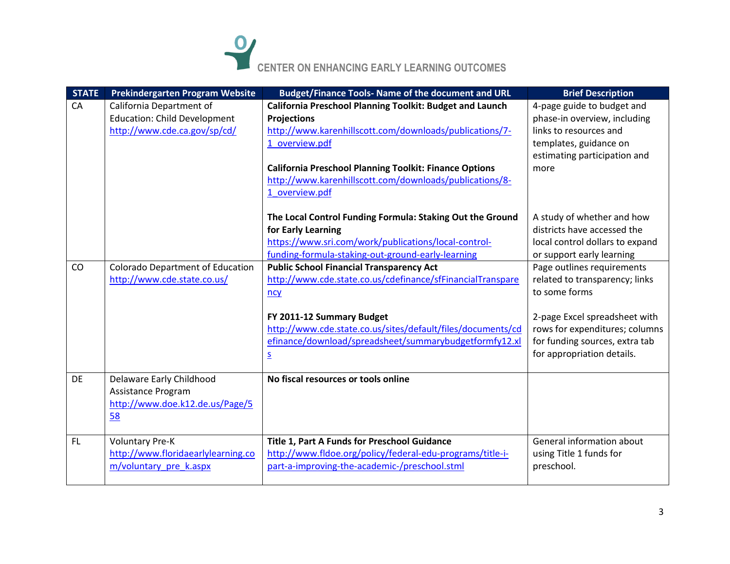| STATE | Prekindergarten Program Website | Budget/Finance Tools- Name of the document and URL | Brief Description |
|---|---|---|---|
| CA | California Department of Education: Child Development http://www.cde.ca.gov/sp/cd/ | **California Preschool Planning Toolkit: Budget and Launch Projections** http://www.karenhillscott.com/downloads/publications/7-1_overview.pdf<br><br>**California Preschool Planning Toolkit: Finance Options** http://www.karenhillscott.com/downloads/publications/8-1_overview.pdf | 4-page guide to budget and phase-in overview, including links to resources and templates, guidance on estimating participation and more |
| | | **The Local Control Funding Formula: Staking Out the Ground for Early Learning** https://www.sri.com/work/publications/local-control-funding-formula-staking-out-ground-early-learning | A study of whether and how districts have accessed the local control dollars to expand or support early learning |
| CO | Colorado Department of Education http://www.cde.state.co.us/ | **Public School Financial Transparency Act** http://www.cde.state.co.us/cdefinance/sfFinancialTransparency<br><br>**FY 2011-12 Summary Budget** http://www.cde.state.co.us/sites/default/files/documents/cdefinance/download/spreadsheet/summarybudgetformfy12.xls | Page outlines requirements related to transparency; links to some forms<br><br>2-page Excel spreadsheet with rows for expenditures; columns for funding sources, extra tab for appropriation details. |
| DE | Delaware Early Childhood Assistance Program http://www.doe.k12.de.us/Page/558 | **No fiscal resources or tools online** | |
| FL | Voluntary Pre-K http://www.floridaearlylearning.com/voluntary_pre_k.aspx | **Title 1, Part A Funds for Preschool Guidance** http://www.fldoe.org/policy/federal-edu-programs/title-i-part-a-improving-the-academic-/preschool.stml | General information about using Title 1 funds for preschool. |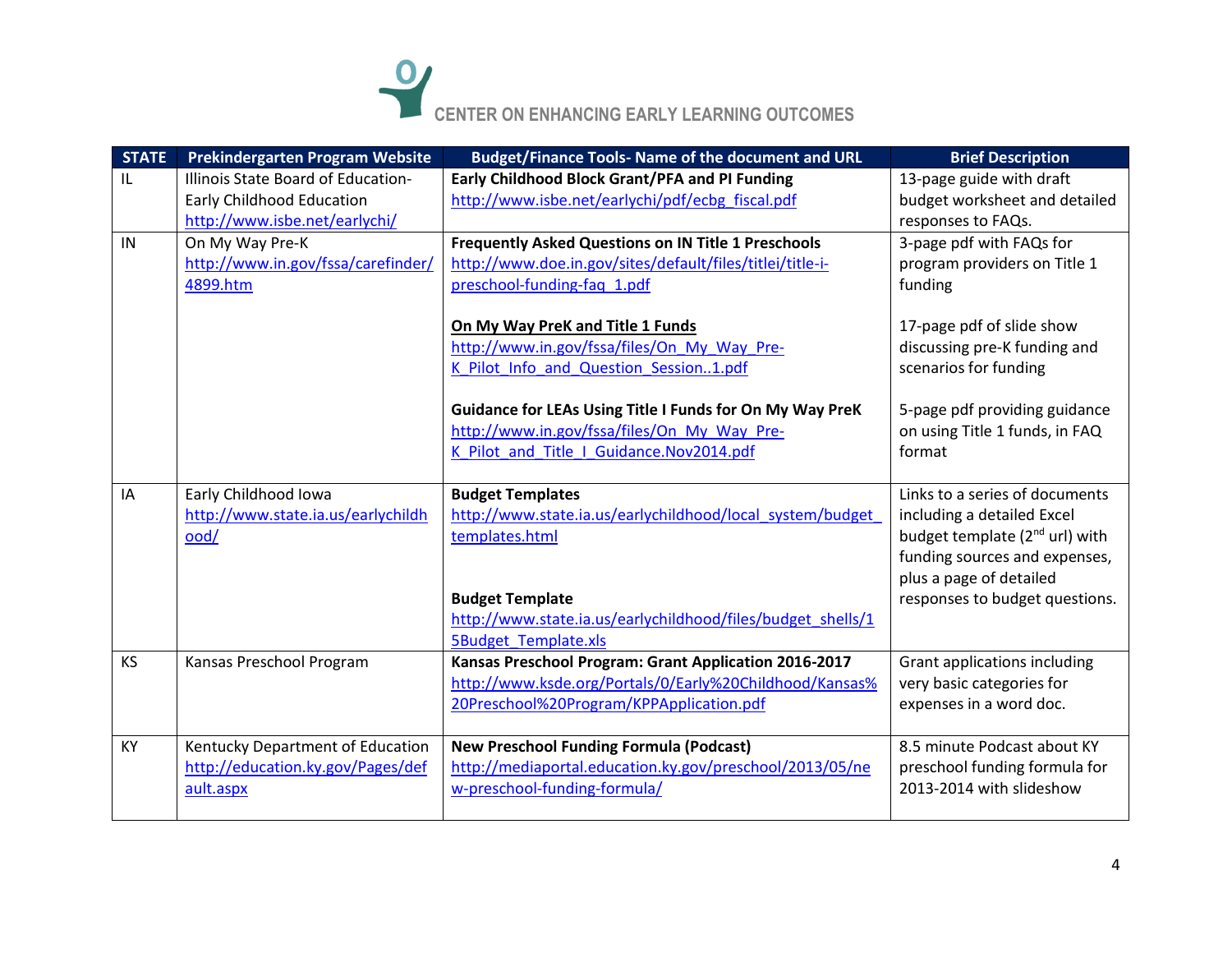CENTER ON ENHANCING EARLY LEARNING OUTCOMES

| STATE | Prekindergarten Program Website | Budget/Finance Tools- Name of the document and URL | Brief Description |
|---|---|---|---|
| IL | Illinois State Board of Education-Early Childhood Education http://www.isbe.net/earlychi/ | **Early Childhood Block Grant/PFA and PI Funding** http://www.isbe.net/earlychi/pdf/ecbg_fiscal.pdf | 13-page guide with draft budget worksheet and detailed responses to FAQs. |
| IN | On My Way Pre-K http://www.in.gov/fssa/carefinder/4899.htm | **Frequently Asked Questions on IN Title 1 Preschools** http://www.doe.in.gov/sites/default/files/titlei/title-i-preschool-funding-faq_1.pdf<br><br>**On My Way PreK and Title 1 Funds** http://www.in.gov/fssa/files/On_My_Way_Pre-K_Pilot_Info_and_Question_Session..1.pdf<br><br>**Guidance for LEAs Using Title I Funds for On My Way PreK** http://www.in.gov/fssa/files/On_My_Way_Pre-K_Pilot_and_Title_I_Guidance.Nov2014.pdf | 3-page pdf with FAQs for program providers on Title 1 funding<br><br>17-page pdf of slide show discussing pre-K funding and scenarios for funding<br><br>5-page pdf providing guidance on using Title 1 funds, in FAQ format |
| IA | Early Childhood Iowa http://www.state.ia.us/earlychildhood/ | **Budget Templates** http://www.state.ia.us/earlychildhood/local_system/budget_templates.html<br><br>**Budget Template** http://www.state.ia.us/earlychildhood/files/budget_shells/15Budget_Template.xls | Links to a series of documents including a detailed Excel budget template (2nd url) with funding sources and expenses, plus a page of detailed responses to budget questions. |
| KS | Kansas Preschool Program | **Kansas Preschool Program: Grant Application 2016-2017** http://www.ksde.org/Portals/0/Early%20Childhood/Kansas%20Preschool%20Program/KPPApplication.pdf | Grant applications including very basic categories for expenses in a word doc. |
| KY | Kentucky Department of Education http://education.ky.gov/Pages/default.aspx | **New Preschool Funding Formula (Podcast)** http://mediaportal.education.ky.gov/preschool/2013/05/new-preschool-funding-formula/ | 8.5 minute Podcast about KY preschool funding formula for 2013-2014 with slideshow |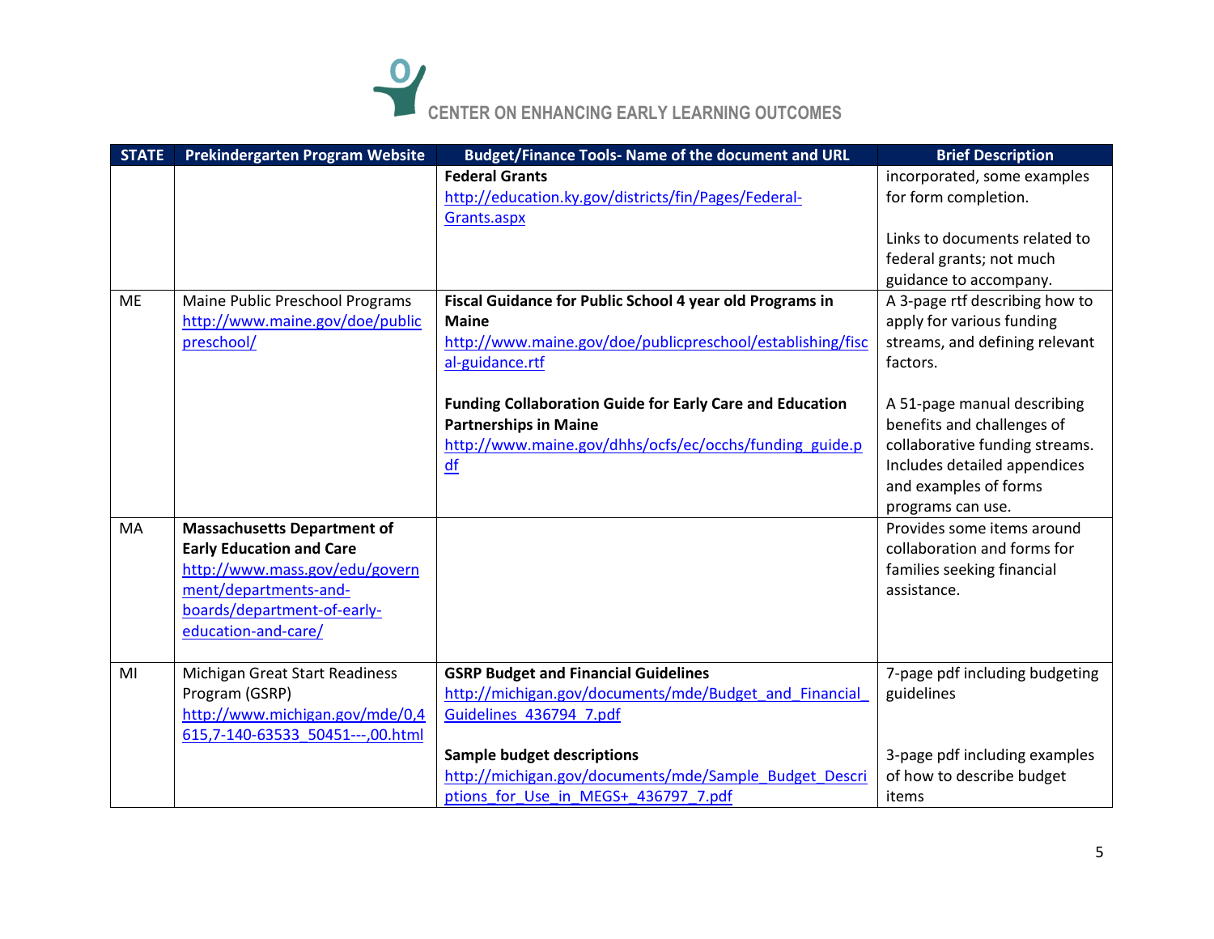| STATE | Prekindergarten Program Website | Budget/Finance Tools- Name of the document and URL | Brief Description |
|---|---|---|---|
| | | **Federal Grants** http://education.ky.gov/districts/fin/Pages/Federal-Grants.aspx | incorporated, some examples for form completion. Links to documents related to federal grants; not much guidance to accompany. |
| ME | Maine Public Preschool Programs http://www.maine.gov/doe/publicpreschool/ | **Fiscal Guidance for Public School 4 year old Programs in Maine** http://www.maine.gov/doe/publicpreschool/establishing/fiscal-guidance.rtf | A 3-page rtf describing how to apply for various funding streams, and defining relevant factors. |
| | | **Funding Collaboration Guide for Early Care and Education Partnerships in Maine** http://www.maine.gov/dhhs/ocfs/ec/occhs/funding_guide.pdf | A 51-page manual describing benefits and challenges of collaborative funding streams. Includes detailed appendices and examples of forms programs can use. |
| MA | **Massachusetts Department of Early Education and Care** http://www.mass.gov/edu/government/departments-and-boards/department-of-early-education-and-care/ | | Provides some items around collaboration and forms for families seeking financial assistance. |
| MI | Michigan Great Start Readiness Program (GSRP) http://www.michigan.gov/mde/0,4615,7-140-63533_50451---,00.html | **GSRP Budget and Financial Guidelines** http://michigan.gov/documents/mde/Budget_and_Financial_Guidelines_436794_7.pdf | 7-page pdf including budgeting guidelines |
| | | **Sample budget descriptions** http://michigan.gov/documents/mde/Sample_Budget_Descriptions_for_Use_in_MEGS+_436797_7.pdf | 3-page pdf including examples of how to describe budget items |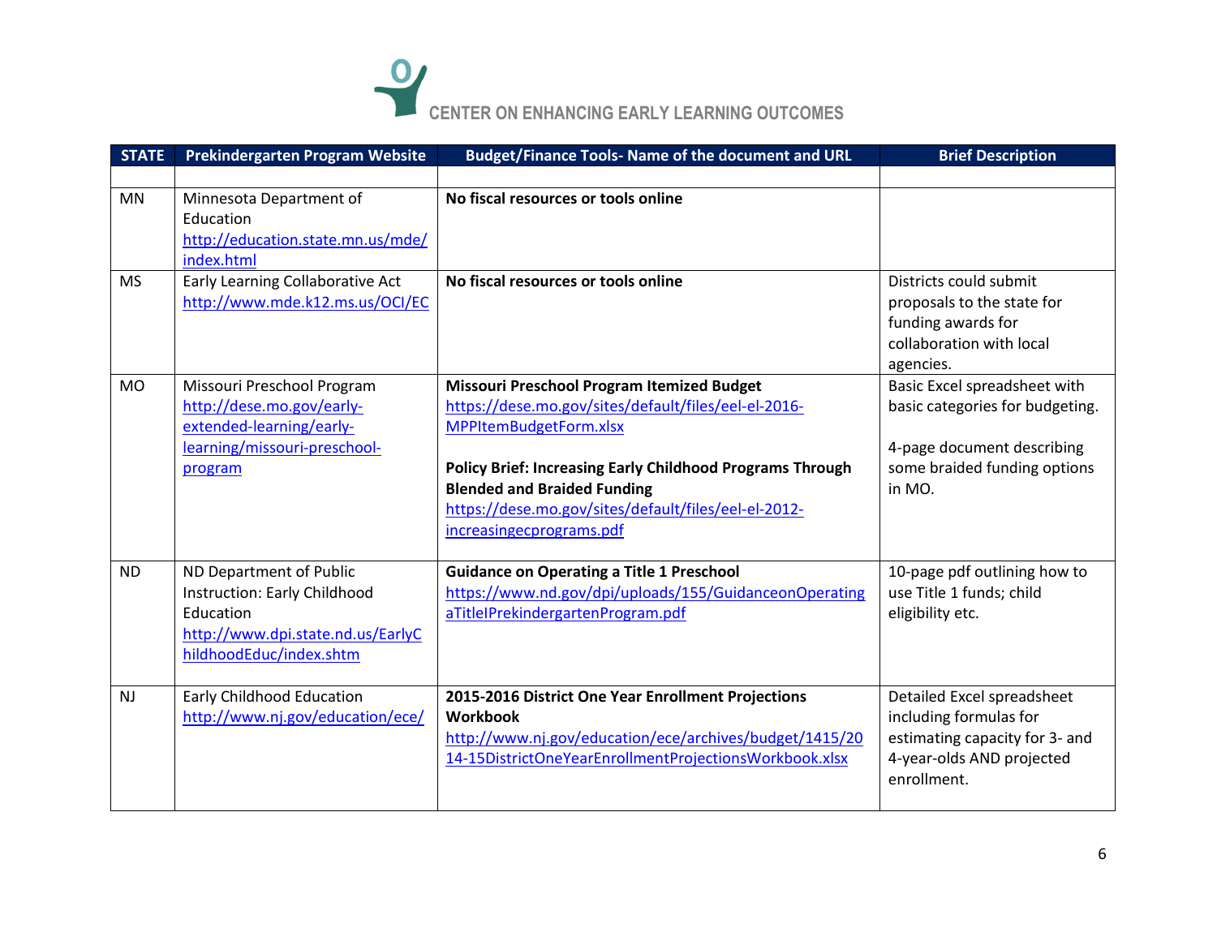CENTER ON ENHANCING EARLY LEARNING OUTCOMES

| STATE | Prekindergarten Program Website | Budget/Finance Tools- Name of the document and URL | Brief Description |
|---|---|---|---|
| | | | |
| MN | Minnesota Department of Education http://education.state.mn.us/mde/index.html | **No fiscal resources or tools online** | |
| MS | Early Learning Collaborative Act http://www.mde.k12.ms.us/OCI/EC | **No fiscal resources or tools online** | Districts could submit proposals to the state for funding awards for collaboration with local agencies. |
| MO | Missouri Preschool Program http://dese.mo.gov/early-extended-learning/early-learning/missouri-preschool-program | **Missouri Preschool Program Itemized Budget** https://dese.mo.gov/sites/default/files/eel-el-2016-MPPItemBudgetForm.xlsx<br><br>**Policy Brief: Increasing Early Childhood Programs Through Blended and Braided Funding** https://dese.mo.gov/sites/default/files/eel-el-2012-increasingecprograms.pdf | Basic Excel spreadsheet with basic categories for budgeting.<br><br>4-page document describing some braided funding options in MO. |
| ND | ND Department of Public Instruction: Early Childhood Education http://www.dpi.state.nd.us/EarlyChildhoodEduc/index.shtm | **Guidance on Operating a Title 1 Preschool** https://www.nd.gov/dpi/uploads/155/GuidanceonOperatingaTitleIPrekindergartenProgram.pdf | 10-page pdf outlining how to use Title 1 funds; child eligibility etc. |
| NJ | Early Childhood Education http://www.nj.gov/education/ece/ | **2015-2016 District One Year Enrollment Projections Workbook** http://www.nj.gov/education/ece/archives/budget/1415/2014-15DistrictOneYearEnrollmentProjectionsWorkbook.xlsx | Detailed Excel spreadsheet including formulas for estimating capacity for 3- and 4-year-olds AND projected enrollment. |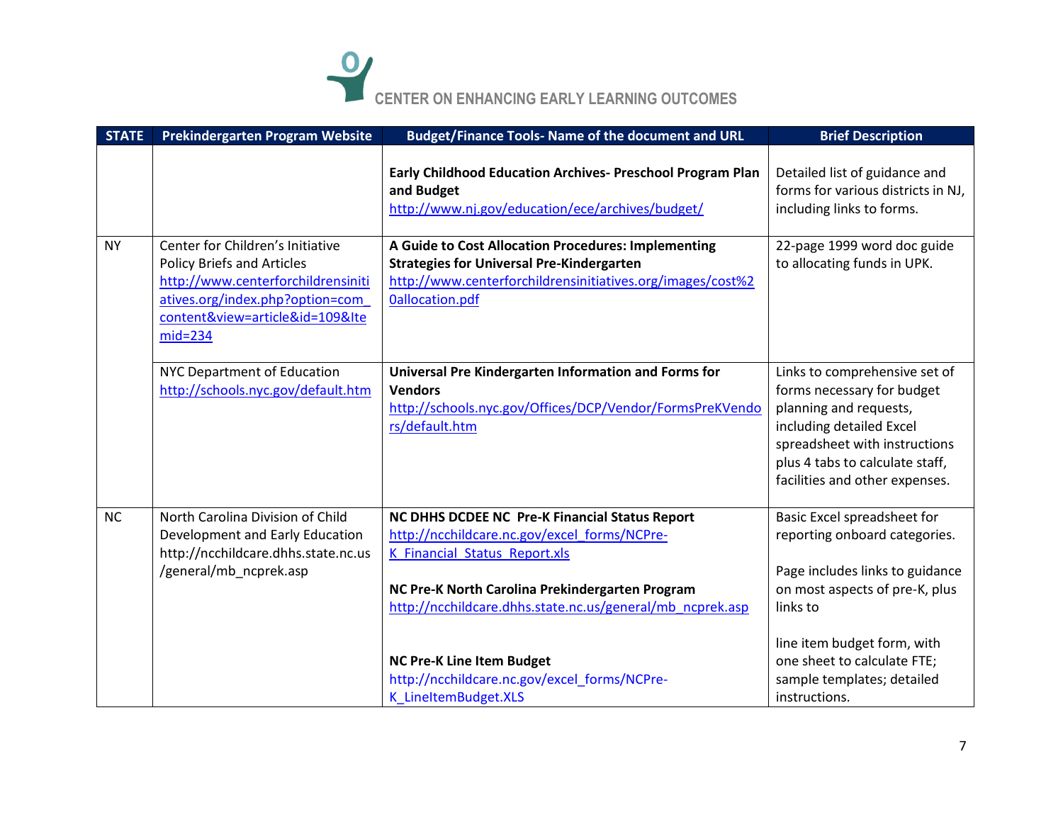CENTER ON ENHANCING EARLY LEARNING OUTCOMES

| STATE | Prekindergarten Program Website | Budget/Finance Tools- Name of the document and URL | Brief Description |
|---|---|---|---|
| | | **Early Childhood Education Archives- Preschool Program Plan and Budget** http://www.nj.gov/education/ece/archives/budget/ | Detailed list of guidance and forms for various districts in NJ, including links to forms. |
| NY | Center for Children's Initiative Policy Briefs and Articles http://www.centerforchildrensinitiatives.org/index.php?option=com_content&view=article&id=109&Itemid=234 | **A Guide to Cost Allocation Procedures: Implementing Strategies for Universal Pre-Kindergarten** http://www.centerforchildrensinitiatives.org/images/cost%20allocation.pdf | 22-page 1999 word doc guide to allocating funds in UPK. |
| | NYC Department of Education http://schools.nyc.gov/default.htm | **Universal Pre Kindergarten Information and Forms for Vendors** http://schools.nyc.gov/Offices/DCP/Vendor/FormsPreKVendors/default.htm | Links to comprehensive set of forms necessary for budget planning and requests, including detailed Excel spreadsheet with instructions plus 4 tabs to calculate staff, facilities and other expenses. |
| NC | North Carolina Division of Child Development and Early Education http://ncchildcare.dhhs.state.nc.us/general/mb_ncprek.asp | **NC DHHS DCDEE NC Pre-K Financial Status Report** http://ncchildcare.nc.gov/excel_forms/NCPre-K_Financial_Status_Report.xls<br><br>**NC Pre-K North Carolina Prekindergarten Program** http://ncchildcare.dhhs.state.nc.us/general/mb_ncprek.asp<br><br>**NC Pre-K Line Item Budget** http://ncchildcare.nc.gov/excel_forms/NCPre-K_LineItemBudget.XLS | Basic Excel spreadsheet for reporting onboard categories.<br><br>Page includes links to guidance on most aspects of pre-K, plus links to<br><br>line item budget form, with one sheet to calculate FTE; sample templates; detailed instructions. |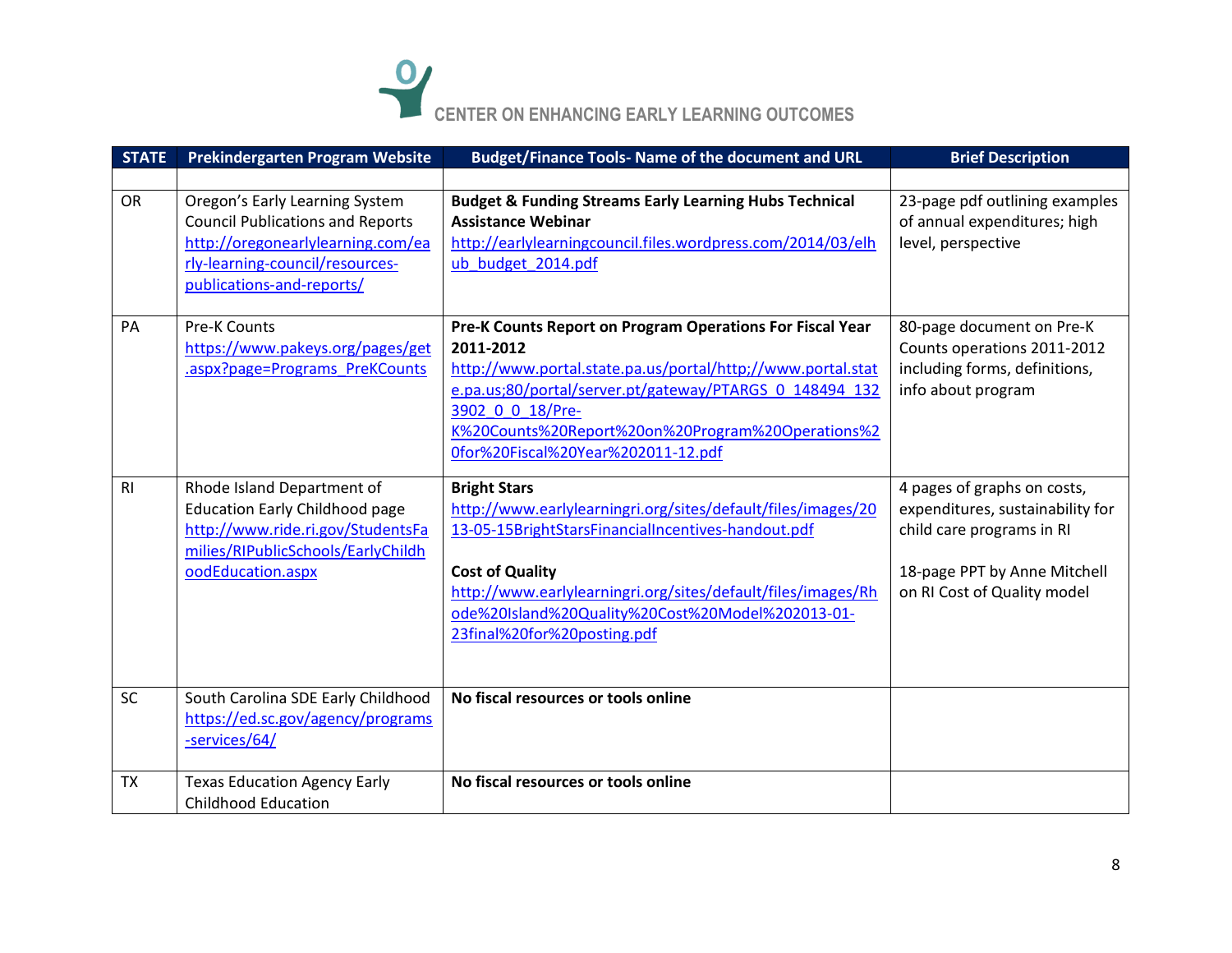CENTER ON ENHANCING EARLY LEARNING OUTCOMES

| STATE | Prekindergarten Program Website | Budget/Finance Tools- Name of the document and URL | Brief Description |
|---|---|---|---|
| | | | |
| OR | Oregon's Early Learning System Council Publications and Reports http://oregonearlylearning.com/early-learning-council/resources-publications-and-reports/ | **Budget & Funding Streams Early Learning Hubs Technical Assistance Webinar** http://earlylearningcouncil.files.wordpress.com/2014/03/elhub_budget_2014.pdf | 23-page pdf outlining examples of annual expenditures; high level, perspective |
| PA | Pre-K Counts https://www.pakeys.org/pages/get.aspx?page=Programs_PreKCounts | **Pre-K Counts Report on Program Operations For Fiscal Year 2011-2012** http://www.portal.state.pa.us/portal/http;//www.portal.state.pa.us;80/portal/server.pt/gateway/PTARGS_0_148494_1323902_0_0_18/Pre-K%20Counts%20Report%20on%20Program%20Operations%20for%20Fiscal%20Year%202011-12.pdf | 80-page document on Pre-K Counts operations 2011-2012 including forms, definitions, info about program |
| RI | Rhode Island Department of Education Early Childhood page http://www.ride.ri.gov/StudentsFamilies/RIPublicSchools/EarlyChildhoodEducation.aspx | **Bright Stars** http://www.earlylearningri.org/sites/default/files/images/2013-05-15BrightStarsFinancialIncentives-handout.pdf<br><br>**Cost of Quality** http://www.earlylearningri.org/sites/default/files/images/Rhode%20Island%20Quality%20Cost%20Model%202013-01-23final%20for%20posting.pdf | 4 pages of graphs on costs, expenditures, sustainability for child care programs in RI<br><br>18-page PPT by Anne Mitchell on RI Cost of Quality model |
| SC | South Carolina SDE Early Childhood https://ed.sc.gov/agency/programs-services/64/ | **No fiscal resources or tools online** | |
| TX | Texas Education Agency Early Childhood Education | **No fiscal resources or tools online** | |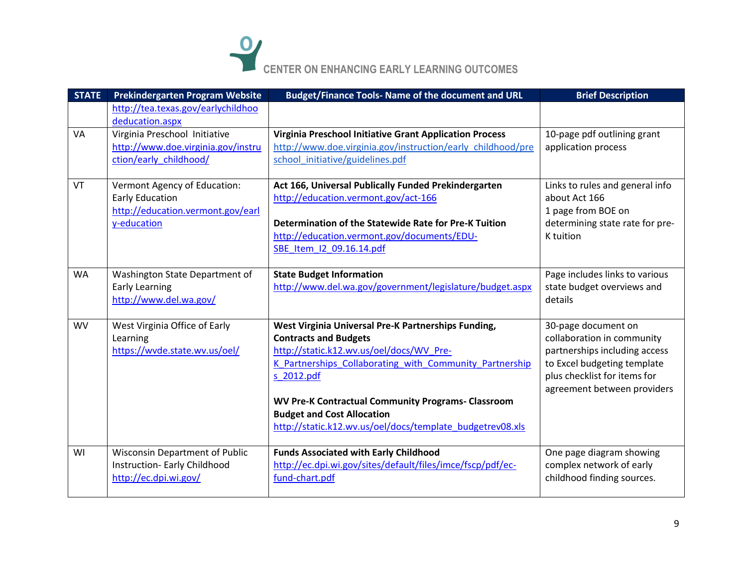CENTER ON ENHANCING EARLY LEARNING OUTCOMES

| STATE | Prekindergarten Program Website | Budget/Finance Tools- Name of the document and URL | Brief Description |
|---|---|---|---|
| | http://tea.texas.gov/earlychildhoodeducation.aspx | | |
| VA | Virginia Preschool Initiative http://www.doe.virginia.gov/instruction/early_childhood/ | **Virginia Preschool Initiative Grant Application Process** http://www.doe.virginia.gov/instruction/early_childhood/preschool_initiative/guidelines.pdf | 10-page pdf outlining grant application process |
| VT | Vermont Agency of Education: Early Education http://education.vermont.gov/early-education | **Act 166, Universal Publically Funded Prekindergarten** http://education.vermont.gov/act-166<br><br>**Determination of the Statewide Rate for Pre-K Tuition** http://education.vermont.gov/documents/EDU-SBE_Item_I2_09.16.14.pdf | Links to rules and general info about Act 166<br>1 page from BOE on determining state rate for pre-K tuition |
| WA | Washington State Department of Early Learning http://www.del.wa.gov/ | **State Budget Information** http://www.del.wa.gov/government/legislature/budget.aspx | Page includes links to various state budget overviews and details |
| WV | West Virginia Office of Early Learning https://wvde.state.wv.us/oel/ | **West Virginia Universal Pre-K Partnerships Funding, Contracts and Budgets** http://static.k12.wv.us/oel/docs/WV_Pre-K_Partnerships_Collaborating_with_Community_Partnerships_2012.pdf<br><br>**WV Pre-K Contractual Community Programs- Classroom Budget and Cost Allocation** http://static.k12.wv.us/oel/docs/template_budgetrev08.xls | 30-page document on collaboration in community partnerships including access to Excel budgeting template plus checklist for items for agreement between providers |
| WI | Wisconsin Department of Public Instruction- Early Childhood http://ec.dpi.wi.gov/ | **Funds Associated with Early Childhood** http://ec.dpi.wi.gov/sites/default/files/imce/fscp/pdf/ec-fund-chart.pdf | One page diagram showing complex network of early childhood finding sources. |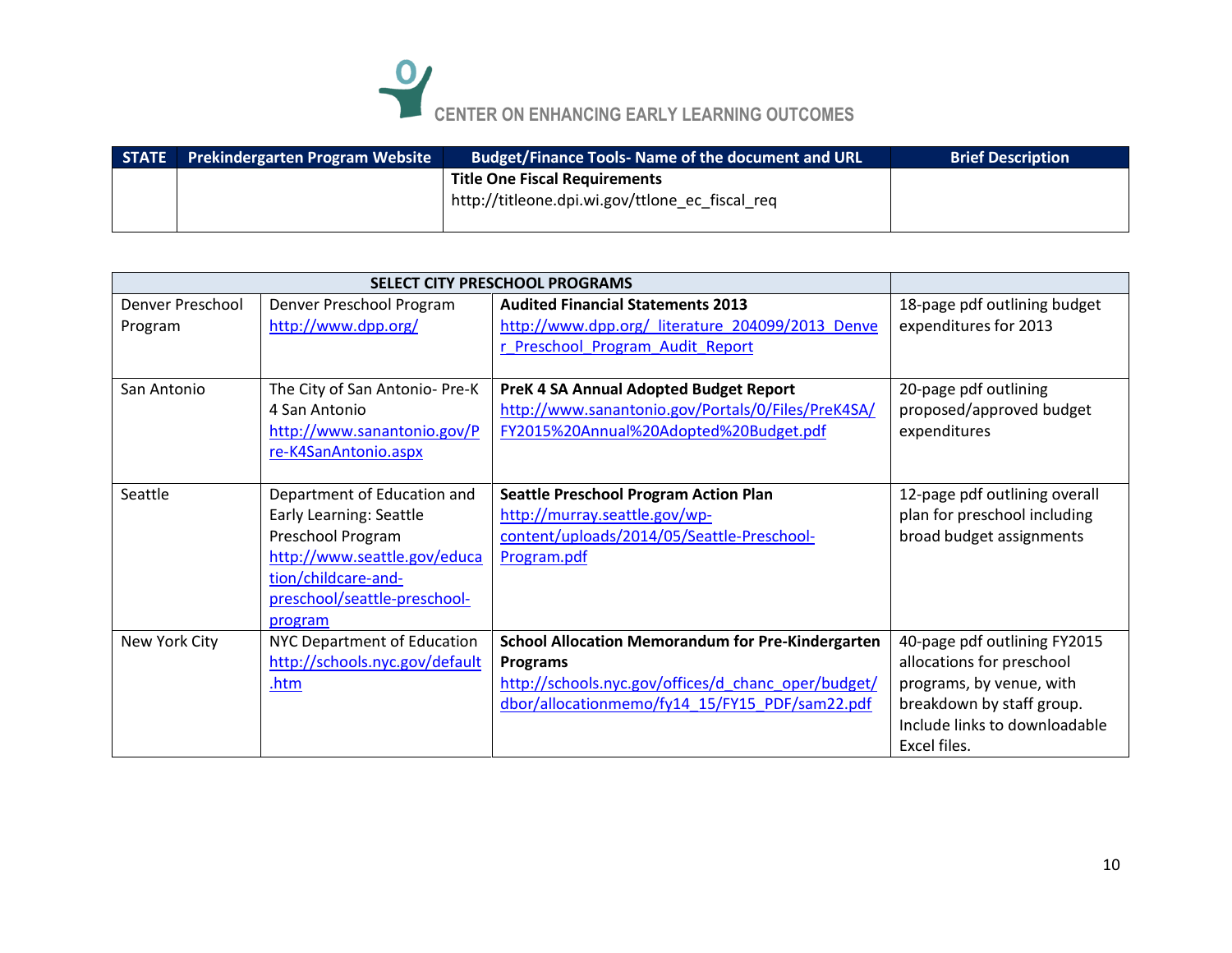CENTER ON ENHANCING EARLY LEARNING OUTCOMES

| STATE | Prekindergarten Program Website | Budget/Finance Tools- Name of the document and URL | Brief Description |
|---|---|---|---|
| | | **Title One Fiscal Requirements** http://titleone.dpi.wi.gov/ttlone_ec_fiscal_req | |

| SELECT CITY PRESCHOOL PROGRAMS | | | |
|---|---|---|---|
| Denver Preschool Program | Denver Preschool Program http://www.dpp.org/ | **Audited Financial Statements 2013** http://www.dpp.org/_literature_204099/2013_Denver_Preschool_Program_Audit_Report | 18-page pdf outlining budget expenditures for 2013 |
| San Antonio | The City of San Antonio- Pre-K 4 San Antonio http://www.sanantonio.gov/Pre-K4SanAntonio.aspx | **PreK 4 SA Annual Adopted Budget Report** http://www.sanantonio.gov/Portals/0/Files/PreK4SA/FY2015%20Annual%20Adopted%20Budget.pdf | 20-page pdf outlining proposed/approved budget expenditures |
| Seattle | Department of Education and Early Learning: Seattle Preschool Program http://www.seattle.gov/education/childcare-and-preschool/seattle-preschool-program | **Seattle Preschool Program Action Plan** http://murray.seattle.gov/wp-content/uploads/2014/05/Seattle-Preschool-Program.pdf | 12-page pdf outlining overall plan for preschool including broad budget assignments |
| New York City | NYC Department of Education http://schools.nyc.gov/default.htm | **School Allocation Memorandum for Pre-Kindergarten Programs** http://schools.nyc.gov/offices/d_chanc_oper/budget/dbor/allocationmemo/fy14_15/FY15_PDF/sam22.pdf | 40-page pdf outlining FY2015 allocations for preschool programs, by venue, with breakdown by staff group. Include links to downloadable Excel files. |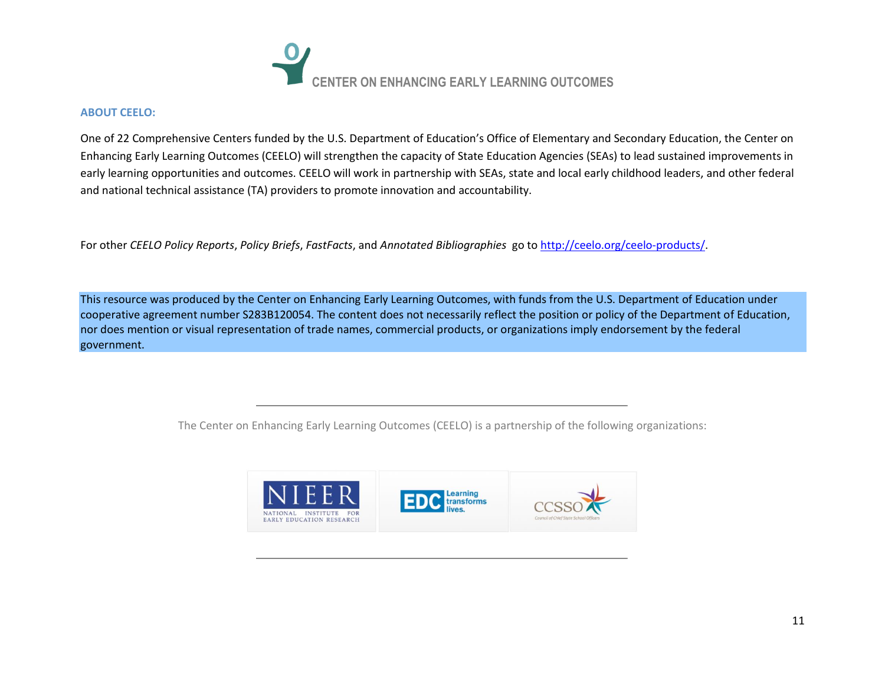CENTER ON ENHANCING EARLY LEARNING OUTCOMES

**ABOUT CEELO:**

One of 22 Comprehensive Centers funded by the U.S. Department of Education's Office of Elementary and Secondary Education, the Center on Enhancing Early Learning Outcomes (CEELO) will strengthen the capacity of State Education Agencies (SEAs) to lead sustained improvements in early learning opportunities and outcomes. CEELO will work in partnership with SEAs, state and local early childhood leaders, and other federal and national technical assistance (TA) providers to promote innovation and accountability.

For other *CEELO Policy Reports*, *Policy Briefs*, *FastFacts*, and *Annotated Bibliographies* go to [http://ceelo.org/ceelo-products/](http://ceelo.org/ceelo-products/).

This resource was produced by the Center on Enhancing Early Learning Outcomes, with funds from the U.S. Department of Education under cooperative agreement number S283B120054. The content does not necessarily reflect the position or policy of the Department of Education, nor does mention or visual representation of trade names, commercial products, or organizations imply endorsement by the federal government.

---

The Center on Enhancing Early Learning Outcomes (CEELO) is a partnership of the following organizations:

NIEER — National Institute for Early Education Research

EDC — Learning transforms lives.

CCSSO — Council of Chief State School Officers

---